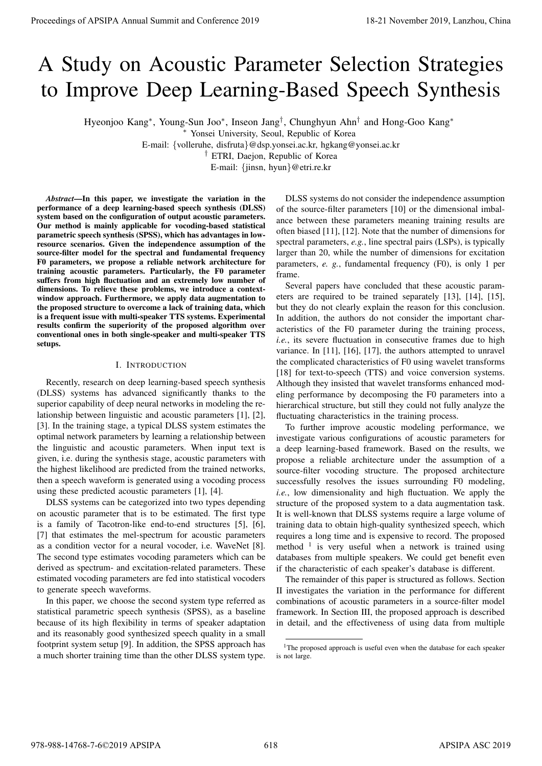# A Study on Acoustic Parameter Selection Strategies to Improve Deep Learning-Based Speech Synthesis

Hyeonjoo Kang*, Young-Sun Joo*, Inseon Jang†, Chunghyun Ahn† and Hong-Goo Kang*

* Yonsei University, Seoul, Republic of Korea

E-mail: {volleruhe, disfruta}@dsp.yonsei.ac.kr, hgkang@yonsei.ac.kr

† ETRI, Daejon, Republic of Korea

E-mail: {jinsn, hyun}@etri.re.kr

***Abstract*—In this paper, we investigate the variation in the performance of a deep learning-based speech synthesis (DLSS) system based on the configuration of output acoustic parameters. Our method is mainly applicable for vocoding-based statistical parametric speech synthesis (SPSS), which has advantages in low-resource scenarios. Given the independence assumption of the source-filter model for the spectral and fundamental frequency F0 parameters, we propose a reliable network architecture for training acoustic parameters. Particularly, the F0 parameter suffers from high fluctuation and an extremely low number of dimensions. To relieve these problems, we introduce a context-window approach. Furthermore, we apply data augmentation to the proposed structure to overcome a lack of training data, which is a frequent issue with multi-speaker TTS systems. Experimental results confirm the superiority of the proposed algorithm over conventional ones in both single-speaker and multi-speaker TTS setups.**

## I. Introduction

Recently, research on deep learning-based speech synthesis (DLSS) systems has advanced significantly thanks to the superior capability of deep neural networks in modeling the relationship between linguistic and acoustic parameters [1], [2], [3]. In the training stage, a typical DLSS system estimates the optimal network parameters by learning a relationship between the linguistic and acoustic parameters. When input text is given, i.e. during the synthesis stage, acoustic parameters with the highest likelihood are predicted from the trained networks, then a speech waveform is generated using a vocoding process using these predicted acoustic parameters [1], [4].

DLSS systems can be categorized into two types depending on acoustic parameter that is to be estimated. The first type is a family of Tacotron-like end-to-end structures [5], [6], [7] that estimates the mel-spectrum for acoustic parameters as a condition vector for a neural vocoder, i.e. WaveNet [8]. The second type estimates vocoding parameters which can be derived as spectrum- and excitation-related parameters. These estimated vocoding parameters are fed into statistical vocoders to generate speech waveforms.

In this paper, we choose the second system type referred as statistical parametric speech synthesis (SPSS), as a baseline because of its high flexibility in terms of speaker adaptation and its reasonably good synthesized speech quality in a small footprint system setup [9]. In addition, the SPSS approach has a much shorter training time than the other DLSS system type.

DLSS systems do not consider the independence assumption of the source-filter parameters [10] or the dimensional imbalance between these parameters meaning training results are often biased [11], [12]. Note that the number of dimensions for spectral parameters, *e.g.*, line spectral pairs (LSPs), is typically larger than 20, while the number of dimensions for excitation parameters, *e. g.*, fundamental frequency (F0), is only 1 per frame.

Several papers have concluded that these acoustic parameters are required to be trained separately [13], [14], [15], but they do not clearly explain the reason for this conclusion. In addition, the authors do not consider the important characteristics of the F0 parameter during the training process, *i.e.*, its severe fluctuation in consecutive frames due to high variance. In [11], [16], [17], the authors attempted to unravel the complicated characteristics of F0 using wavelet transforms [18] for text-to-speech (TTS) and voice conversion systems. Although they insisted that wavelet transforms enhanced modeling performance by decomposing the F0 parameters into a hierarchical structure, but still they could not fully analyze the fluctuating characteristics in the training process.

To further improve acoustic modeling performance, we investigate various configurations of acoustic parameters for a deep learning-based framework. Based on the results, we propose a reliable architecture under the assumption of a source-filter vocoding structure. The proposed architecture successfully resolves the issues surrounding F0 modeling, *i.e.*, low dimensionality and high fluctuation. We apply the structure of the proposed system to a data augmentation task. It is well-known that DLSS systems require a large volume of training data to obtain high-quality synthesized speech, which requires a long time and is expensive to record. The proposed method [1] is very useful when a network is trained using databases from multiple speakers. We could get benefit even if the characteristic of each speaker's database is different.

The remainder of this paper is structured as follows. Section II investigates the variation in the performance for different combinations of acoustic parameters in a source-filter model framework. In Section III, the proposed approach is described in detail, and the effectiveness of using data from multiple

[1] The proposed approach is useful even when the database for each speaker is not large.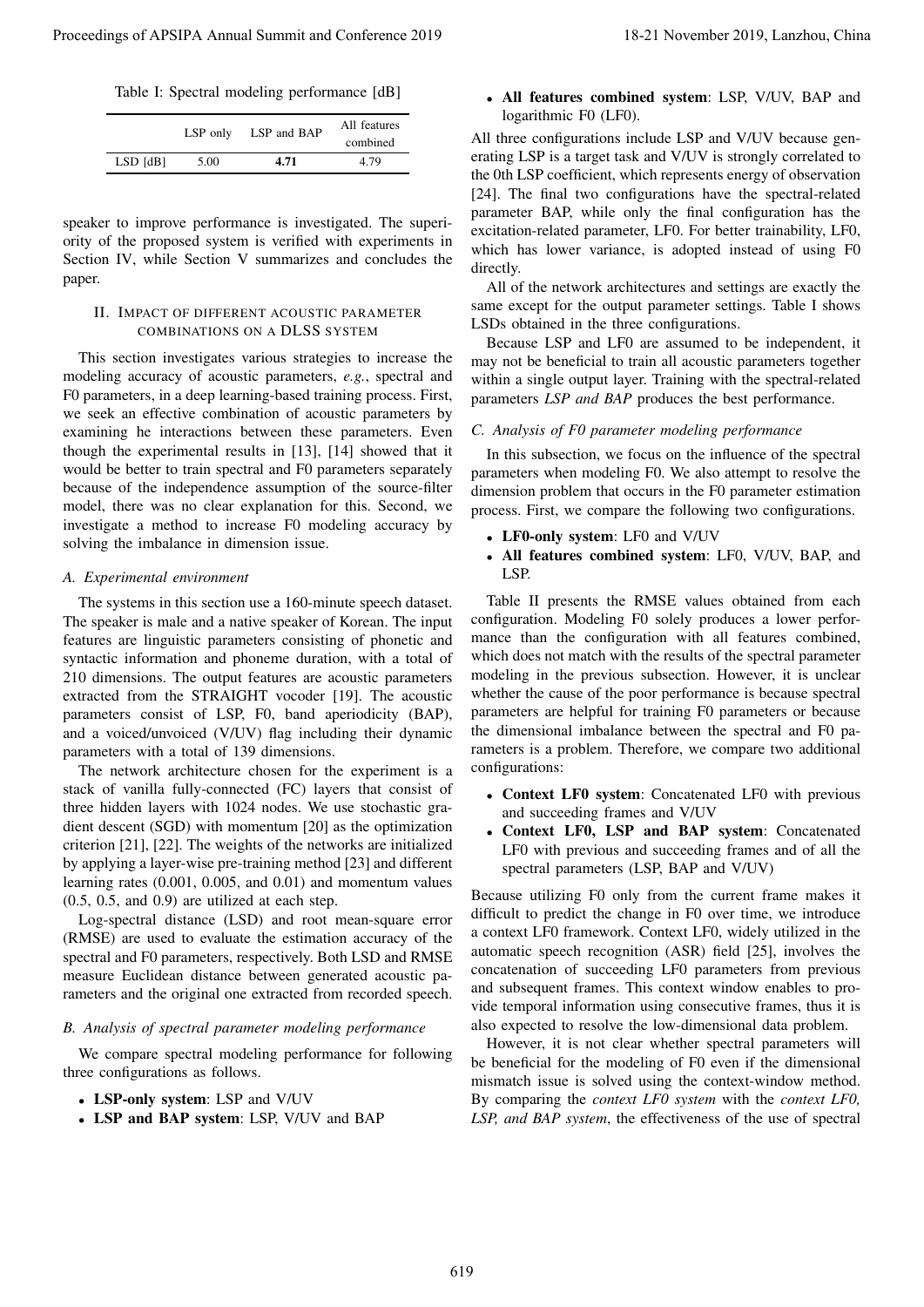Table I: Spectral modeling performance [dB]

| | LSP only | LSP and BAP | All features combined |
|---|---|---|---|
| LSD [dB] | 5.00 | **4.71** | 4.79 |

speaker to improve performance is investigated. The superiority of the proposed system is verified with experiments in Section IV, while Section V summarizes and concludes the paper.

## II. Impact of different acoustic parameter combinations on a DLSS system

This section investigates various strategies to increase the modeling accuracy of acoustic parameters, *e.g.*, spectral and F0 parameters, in a deep learning-based training process. First, we seek an effective combination of acoustic parameters by examining he interactions between these parameters. Even though the experimental results in [13], [14] showed that it would be better to train spectral and F0 parameters separately because of the independence assumption of the source-filter model, there was no clear explanation for this. Second, we investigate a method to increase F0 modeling accuracy by solving the imbalance in dimension issue.

### A. Experimental environment

The systems in this section use a 160-minute speech dataset. The speaker is male and a native speaker of Korean. The input features are linguistic parameters consisting of phonetic and syntactic information and phoneme duration, with a total of 210 dimensions. The output features are acoustic parameters extracted from the STRAIGHT vocoder [19]. The acoustic parameters consist of LSP, F0, band aperiodicity (BAP), and a voiced/unvoiced (V/UV) flag including their dynamic parameters with a total of 139 dimensions.

The network architecture chosen for the experiment is a stack of vanilla fully-connected (FC) layers that consist of three hidden layers with 1024 nodes. We use stochastic gradient descent (SGD) with momentum [20] as the optimization criterion [21], [22]. The weights of the networks are initialized by applying a layer-wise pre-training method [23] and different learning rates (0.001, 0.005, and 0.01) and momentum values (0.5, 0.5, and 0.9) are utilized at each step.

Log-spectral distance (LSD) and root mean-square error (RMSE) are used to evaluate the estimation accuracy of the spectral and F0 parameters, respectively. Both LSD and RMSE measure Euclidean distance between generated acoustic parameters and the original one extracted from recorded speech.

### B. Analysis of spectral parameter modeling performance

We compare spectral modeling performance for following three configurations as follows.

- **LSP-only system**: LSP and V/UV
- **LSP and BAP system**: LSP, V/UV and BAP
- **All features combined system**: LSP, V/UV, BAP and logarithmic F0 (LF0).

All three configurations include LSP and V/UV because generating LSP is a target task and V/UV is strongly correlated to the 0th LSP coefficient, which represents energy of observation [24]. The final two configurations have the spectral-related parameter BAP, while only the final configuration has the excitation-related parameter, LF0. For better trainability, LF0, which has lower variance, is adopted instead of using F0 directly.

All of the network architectures and settings are exactly the same except for the output parameter settings. Table I shows LSDs obtained in the three configurations.

Because LSP and LF0 are assumed to be independent, it may not be beneficial to train all acoustic parameters together within a single output layer. Training with the spectral-related parameters *LSP and BAP* produces the best performance.

### C. Analysis of F0 parameter modeling performance

In this subsection, we focus on the influence of the spectral parameters when modeling F0. We also attempt to resolve the dimension problem that occurs in the F0 parameter estimation process. First, we compare the following two configurations.

- **LF0-only system**: LF0 and V/UV
- **All features combined system**: LF0, V/UV, BAP, and LSP.

Table II presents the RMSE values obtained from each configuration. Modeling F0 solely produces a lower performance than the configuration with all features combined, which does not match with the results of the spectral parameter modeling in the previous subsection. However, it is unclear whether the cause of the poor performance is because spectral parameters are helpful for training F0 parameters or because the dimensional imbalance between the spectral and F0 parameters is a problem. Therefore, we compare two additional configurations:

- **Context LF0 system**: Concatenated LF0 with previous and succeeding frames and V/UV
- **Context LF0, LSP and BAP system**: Concatenated LF0 with previous and succeeding frames and of all the spectral parameters (LSP, BAP and V/UV)

Because utilizing F0 only from the current frame makes it difficult to predict the change in F0 over time, we introduce a context LF0 framework. Context LF0, widely utilized in the automatic speech recognition (ASR) field [25], involves the concatenation of succeeding LF0 parameters from previous and subsequent frames. This context window enables to provide temporal information using consecutive frames, thus it is also expected to resolve the low-dimensional data problem.

However, it is not clear whether spectral parameters will be beneficial for the modeling of F0 even if the dimensional mismatch issue is solved using the context-window method. By comparing the *context LF0 system* with the *context LF0, LSP, and BAP system*, the effectiveness of the use of spectral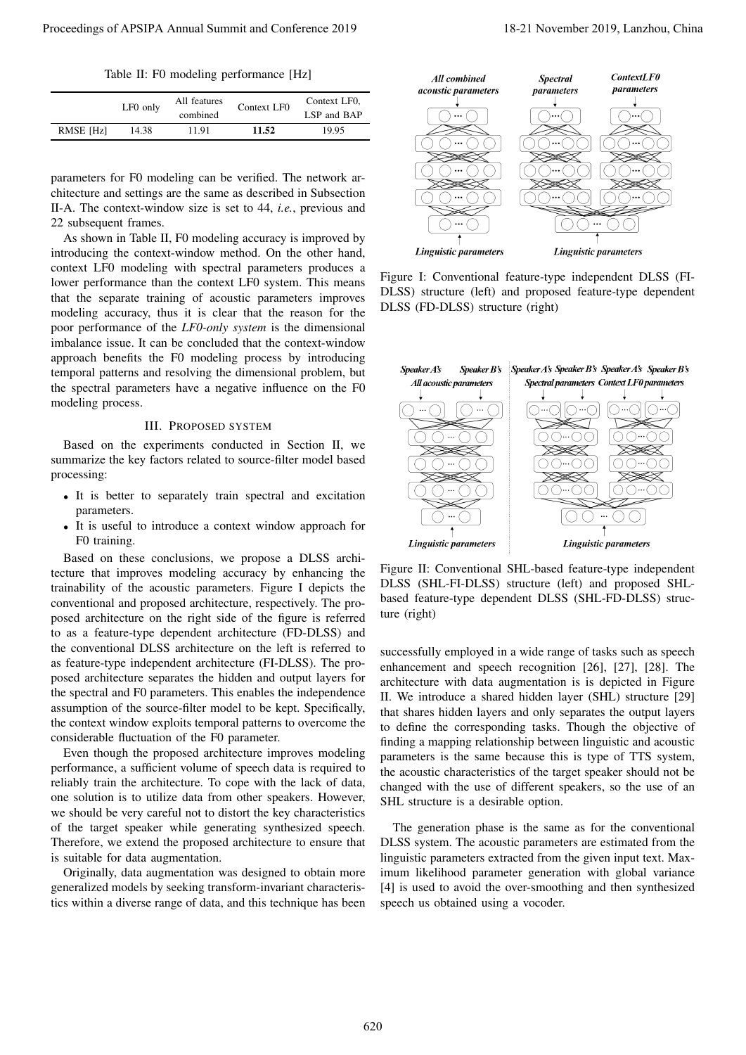Table II: F0 modeling performance [Hz]

| | LF0 only | All features combined | Context LF0 | Context LF0, LSP and BAP |
|---|---|---|---|---|
| RMSE [Hz] | 14.38 | 11.91 | **11.52** | 19.95 |

parameters for F0 modeling can be verified. The network architecture and settings are the same as described in Subsection II-A. The context-window size is set to 44, *i.e.*, previous and 22 subsequent frames.

As shown in Table II, F0 modeling accuracy is improved by introducing the context-window method. On the other hand, context LF0 modeling with spectral parameters produces a lower performance than the context LF0 system. This means that the separate training of acoustic parameters improves modeling accuracy, thus it is clear that the reason for the poor performance of the *LF0-only system* is the dimensional imbalance issue. It can be concluded that the context-window approach benefits the F0 modeling process by introducing temporal patterns and resolving the dimensional problem, but the spectral parameters have a negative influence on the F0 modeling process.

## III. Proposed system

Based on the experiments conducted in Section II, we summarize the key factors related to source-filter model based processing:

- It is better to separately train spectral and excitation parameters.
- It is useful to introduce a context window approach for F0 training.

Based on these conclusions, we propose a DLSS architecture that improves modeling accuracy by enhancing the trainability of the acoustic parameters. Figure I depicts the conventional and proposed architecture, respectively. The proposed architecture on the right side of the figure is referred to as a feature-type dependent architecture (FD-DLSS) and the conventional DLSS architecture on the left is referred to as feature-type independent architecture (FI-DLSS). The proposed architecture separates the hidden and output layers for the spectral and F0 parameters. This enables the independence assumption of the source-filter model to be kept. Specifically, the context window exploits temporal patterns to overcome the considerable fluctuation of the F0 parameter.

Even though the proposed architecture improves modeling performance, a sufficient volume of speech data is required to reliably train the architecture. To cope with the lack of data, one solution is to utilize data from other speakers. However, we should be very careful not to distort the key characteristics of the target speaker while generating synthesized speech. Therefore, we extend the proposed architecture to ensure that is suitable for data augmentation.

Originally, data augmentation was designed to obtain more generalized models by seeking transform-invariant characteristics within a diverse range of data, and this technique has been successfully employed in a wide range of tasks such as speech enhancement and speech recognition [26], [27], [28]. The architecture with data augmentation is is depicted in Figure II. We introduce a shared hidden layer (SHL) structure [29] that shares hidden layers and only separates the output layers to define the corresponding tasks. Though the objective of finding a mapping relationship between linguistic and acoustic parameters is the same because this is type of TTS system, the acoustic characteristics of the target speaker should not be changed with the use of different speakers, so the use of an SHL structure is a desirable option.

Figure I: Conventional feature-type independent DLSS (FI-DLSS) structure (left) and proposed feature-type dependent DLSS (FD-DLSS) structure (right)

Figure II: Conventional SHL-based feature-type independent DLSS (SHL-FI-DLSS) structure (left) and proposed SHL-based feature-type dependent DLSS (SHL-FD-DLSS) structure (right)

The generation phase is the same as for the conventional DLSS system. The acoustic parameters are estimated from the linguistic parameters extracted from the given input text. Maximum likelihood parameter generation with global variance [4] is used to avoid the over-smoothing and then synthesized speech us obtained using a vocoder.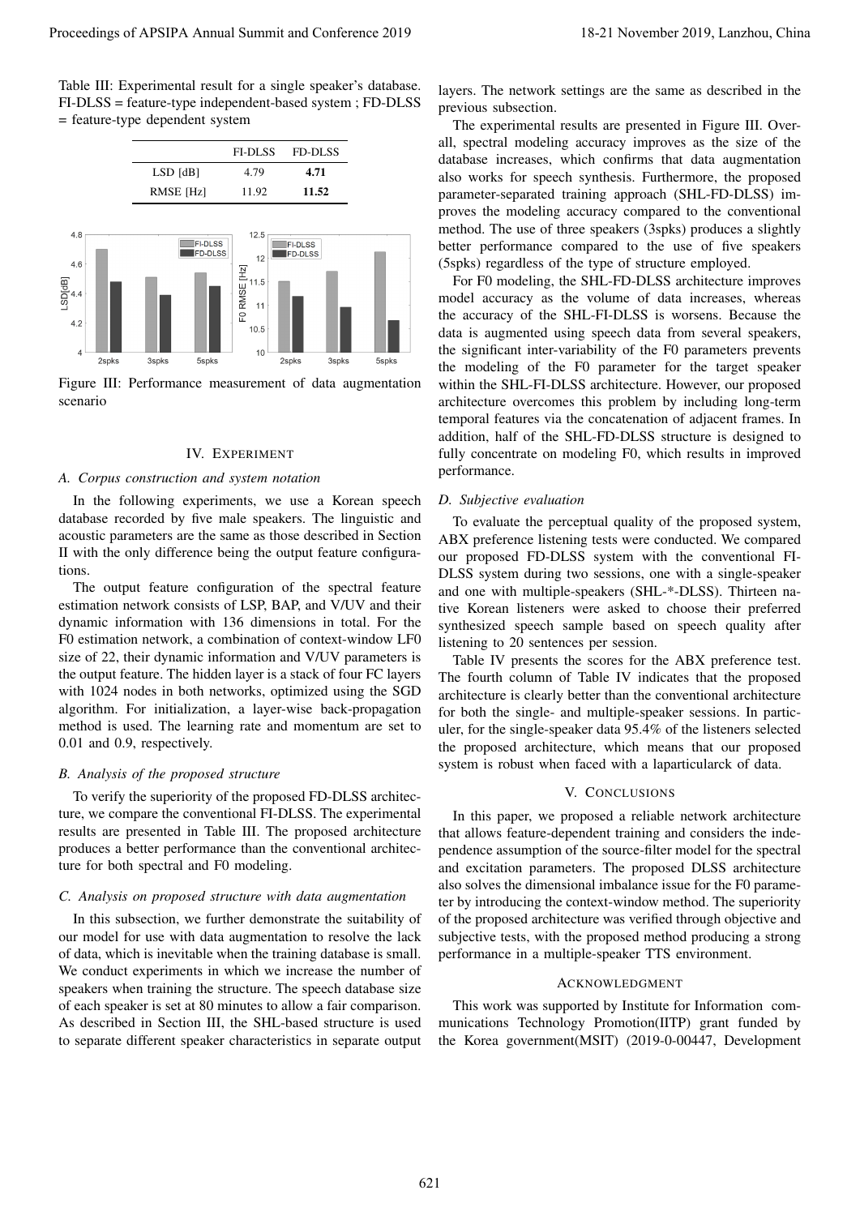Table III: Experimental result for a single speaker's database. FI-DLSS = feature-type independent-based system ; FD-DLSS = feature-type dependent system

| | FI-DLSS | FD-DLSS |
|---|---|---|
| LSD [dB] | 4.79 | **4.71** |
| RMSE [Hz] | 11.92 | **11.52** |

Figure III: Performance measurement of data augmentation scenario

## IV. Experiment

### A. Corpus construction and system notation

In the following experiments, we use a Korean speech database recorded by five male speakers. The linguistic and acoustic parameters are the same as those described in Section II with the only difference being the output feature configurations.

The output feature configuration of the spectral feature estimation network consists of LSP, BAP, and V/UV and their dynamic information with 136 dimensions in total. For the F0 estimation network, a combination of context-window LF0 size of 22, their dynamic information and V/UV parameters is the output feature. The hidden layer is a stack of four FC layers with 1024 nodes in both networks, optimized using the SGD algorithm. For initialization, a layer-wise back-propagation method is used. The learning rate and momentum are set to 0.01 and 0.9, respectively.

### B. Analysis of the proposed structure

To verify the superiority of the proposed FD-DLSS architecture, we compare the conventional FI-DLSS. The experimental results are presented in Table III. The proposed architecture produces a better performance than the conventional architecture for both spectral and F0 modeling.

### C. Analysis on proposed structure with data augmentation

In this subsection, we further demonstrate the suitability of our model for use with data augmentation to resolve the lack of data, which is inevitable when the training database is small. We conduct experiments in which we increase the number of speakers when training the structure. The speech database size of each speaker is set at 80 minutes to allow a fair comparison. As described in Section III, the SHL-based structure is used to separate different speaker characteristics in separate output layers. The network settings are the same as described in the previous subsection.

The experimental results are presented in Figure III. Overall, spectral modeling accuracy improves as the size of the database increases, which confirms that data augmentation also works for speech synthesis. Furthermore, the proposed parameter-separated training approach (SHL-FD-DLSS) improves the modeling accuracy compared to the conventional method. The use of three speakers (3spks) produces a slightly better performance compared to the use of five speakers (5spks) regardless of the type of structure employed.

For F0 modeling, the SHL-FD-DLSS architecture improves model accuracy as the volume of data increases, whereas the accuracy of the SHL-FI-DLSS is worsens. Because the data is augmented using speech data from several speakers, the significant inter-variability of the F0 parameters prevents the modeling of the F0 parameter for the target speaker within the SHL-FI-DLSS architecture. However, our proposed architecture overcomes this problem by including long-term temporal features via the concatenation of adjacent frames. In addition, half of the SHL-FD-DLSS structure is designed to fully concentrate on modeling F0, which results in improved performance.

### D. Subjective evaluation

To evaluate the perceptual quality of the proposed system, ABX preference listening tests were conducted. We compared our proposed FD-DLSS system with the conventional FI-DLSS system during two sessions, one with a single-speaker and one with multiple-speakers (SHL-*-DLSS). Thirteen native Korean listeners were asked to choose their preferred synthesized speech sample based on speech quality after listening to 20 sentences per session.

Table IV presents the scores for the ABX preference test. The fourth column of Table IV indicates that the proposed architecture is clearly better than the conventional architecture for both the single- and multiple-speaker sessions. In particuler, for the single-speaker data 95.4% of the listeners selected the proposed architecture, which means that our proposed system is robust when faced with a laparticularck of data.

## V. Conclusions

In this paper, we proposed a reliable network architecture that allows feature-dependent training and considers the independence assumption of the source-filter model for the spectral and excitation parameters. The proposed DLSS architecture also solves the dimensional imbalance issue for the F0 parameter by introducing the context-window method. The superiority of the proposed architecture was verified through objective and subjective tests, with the proposed method producing a strong performance in a multiple-speaker TTS environment.

## Acknowledgment

This work was supported by Institute for Information communications Technology Promotion(IITP) grant funded by the Korea government(MSIT) (2019-0-00447, Development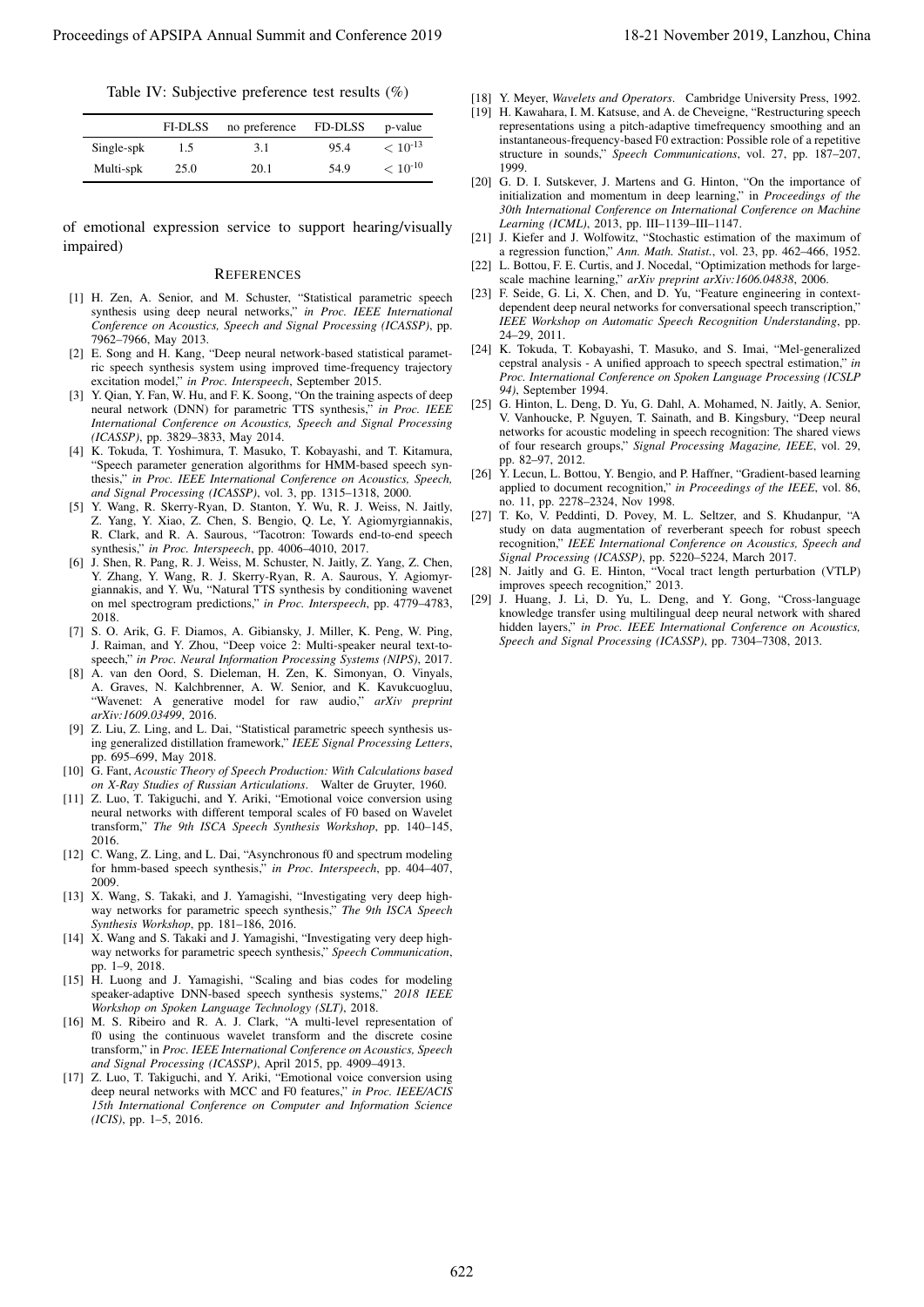Table IV: Subjective preference test results (%)

| | FI-DLSS | no preference | FD-DLSS | p-value |
|---|---|---|---|---|
| Single-spk | 1.5 | 3.1 | 95.4 | $< 10^{-13}$ |
| Multi-spk | 25.0 | 20.1 | 54.9 | $< 10^{-10}$ |

of emotional expression service to support hearing/visually impaired)

## References

[1] H. Zen, A. Senior, and M. Schuster, "Statistical parametric speech synthesis using deep neural networks," *in Proc. IEEE International Conference on Acoustics, Speech and Signal Processing (ICASSP)*, pp. 7962–7966, May 2013.

[2] E. Song and H. Kang, "Deep neural network-based statistical parametric speech synthesis system using improved time-frequency trajectory excitation model," *in Proc. Interspeech*, September 2015.

[3] Y. Qian, Y. Fan, W. Hu, and F. K. Soong, "On the training aspects of deep neural network (DNN) for parametric TTS synthesis," *in Proc. IEEE International Conference on Acoustics, Speech and Signal Processing (ICASSP)*, pp. 3829–3833, May 2014.

[4] K. Tokuda, T. Yoshimura, T. Masuko, T. Kobayashi, and T. Kitamura, "Speech parameter generation algorithms for HMM-based speech synthesis," *in Proc. IEEE International Conference on Acoustics, Speech, and Signal Processing (ICASSP)*, vol. 3, pp. 1315–1318, 2000.

[5] Y. Wang, R. Skerry-Ryan, D. Stanton, Y. Wu, R. J. Weiss, N. Jaitly, Z. Yang, Y. Xiao, Z. Chen, S. Bengio, Q. Le, Y. Agiomyrgiannakis, R. Clark, and R. A. Saurous, "Tacotron: Towards end-to-end speech synthesis," *in Proc. Interspeech*, pp. 4006–4010, 2017.

[6] J. Shen, R. Pang, R. J. Weiss, M. Schuster, N. Jaitly, Z. Yang, Z. Chen, Y. Zhang, Y. Wang, R. J. Skerry-Ryan, R. A. Saurous, Y. Agiomyrgiannakis, and Y. Wu, "Natural TTS synthesis by conditioning wavenet on mel spectrogram predictions," *in Proc. Interspeech*, pp. 4779–4783, 2018.

[7] S. O. Arik, G. F. Diamos, A. Gibiansky, J. Miller, K. Peng, W. Ping, J. Raiman, and Y. Zhou, "Deep voice 2: Multi-speaker neural text-to-speech," *in Proc. Neural Information Processing Systems (NIPS)*, 2017.

[8] A. van den Oord, S. Dieleman, H. Zen, K. Simonyan, O. Vinyals, A. Graves, N. Kalchbrenner, A. W. Senior, and K. Kavukcuoglu, "Wavenet: A generative model for raw audio," *arXiv preprint arXiv:1609.03499*, 2016.

[9] Z. Liu, Z. Ling, and L. Dai, "Statistical parametric speech synthesis using generalized distillation framework," *IEEE Signal Processing Letters*, pp. 695–699, May 2018.

[10] G. Fant, *Acoustic Theory of Speech Production: With Calculations based on X-Ray Studies of Russian Articulations*. Walter de Gruyter, 1960.

[11] Z. Luo, T. Takiguchi, and Y. Ariki, "Emotional voice conversion using neural networks with different temporal scales of F0 based on Wavelet transform," *The 9th ISCA Speech Synthesis Workshop*, pp. 140–145, 2016.

[12] C. Wang, Z. Ling, and L. Dai, "Asynchronous f0 and spectrum modeling for hmm-based speech synthesis," *in Proc. Interspeech*, pp. 404–407, 2009.

[13] X. Wang, S. Takaki, and J. Yamagishi, "Investigating very deep highway networks for parametric speech synthesis," *The 9th ISCA Speech Synthesis Workshop*, pp. 181–186, 2016.

[14] X. Wang and S. Takaki and J. Yamagishi, "Investigating very deep highway networks for parametric speech synthesis," *Speech Communication*, pp. 1–9, 2018.

[15] H. Luong and J. Yamagishi, "Scaling and bias codes for modeling speaker-adaptive DNN-based speech synthesis systems," *2018 IEEE Workshop on Spoken Language Technology (SLT)*, 2018.

[16] M. S. Ribeiro and R. A. J. Clark, "A multi-level representation of f0 using the continuous wavelet transform and the discrete cosine transform," in *Proc. IEEE International Conference on Acoustics, Speech and Signal Processing (ICASSP)*, April 2015, pp. 4909–4913.

[17] Z. Luo, T. Takiguchi, and Y. Ariki, "Emotional voice conversion using deep neural networks with MCC and F0 features," *in Proc. IEEE/ACIS 15th International Conference on Computer and Information Science (ICIS)*, pp. 1–5, 2016.

[18] Y. Meyer, *Wavelets and Operators*. Cambridge University Press, 1992.

[19] H. Kawahara, I. M. Katsuse, and A. de Cheveigne, "Restructuring speech representations using a pitch-adaptive timefrequency smoothing and an instantaneous-frequency-based F0 extraction: Possible role of a repetitive structure in sounds," *Speech Communications*, vol. 27, pp. 187–207, 1999.

[20] G. D. I. Sutskever, J. Martens and G. Hinton, "On the importance of initialization and momentum in deep learning," in *Proceedings of the 30th International Conference on International Conference on Machine Learning (ICML)*, 2013, pp. III–1139–III–1147.

[21] J. Kiefer and J. Wolfowitz, "Stochastic estimation of the maximum of a regression function," *Ann. Math. Statist.*, vol. 23, pp. 462–466, 1952.

[22] L. Bottou, F. E. Curtis, and J. Nocedal, "Optimization methods for large-scale machine learning," *arXiv preprint arXiv:1606.04838*, 2006.

[23] F. Seide, G. Li, X. Chen, and D. Yu, "Feature engineering in context-dependent deep neural networks for conversational speech transcription," *IEEE Workshop on Automatic Speech Recognition Understanding*, pp. 24–29, 2011.

[24] K. Tokuda, T. Kobayashi, T. Masuko, and S. Imai, "Mel-generalized cepstral analysis - A unified approach to speech spectral estimation," *in Proc. International Conference on Spoken Language Processing (ICSLP 94)*, September 1994.

[25] G. Hinton, L. Deng, D. Yu, G. Dahl, A. Mohamed, N. Jaitly, A. Senior, V. Vanhoucke, P. Nguyen, T. Sainath, and B. Kingsbury, "Deep neural networks for acoustic modeling in speech recognition: The shared views of four research groups," *Signal Processing Magazine, IEEE*, vol. 29, pp. 82–97, 2012.

[26] Y. Lecun, L. Bottou, Y. Bengio, and P. Haffner, "Gradient-based learning applied to document recognition," *in Proceedings of the IEEE*, vol. 86, no. 11, pp. 2278–2324, Nov 1998.

[27] T. Ko, V. Peddinti, D. Povey, M. L. Seltzer, and S. Khudanpur, "A study on data augmentation of reverberant speech for robust speech recognition," *IEEE International Conference on Acoustics, Speech and Signal Processing (ICASSP)*, pp. 5220–5224, March 2017.

[28] N. Jaitly and G. E. Hinton, "Vocal tract length perturbation (VTLP) improves speech recognition," 2013.

[29] J. Huang, J. Li, D. Yu, L. Deng, and Y. Gong, "Cross-language knowledge transfer using multilingual deep neural network with shared hidden layers," *in Proc. IEEE International Conference on Acoustics, Speech and Signal Processing (ICASSP)*, pp. 7304–7308, 2013.